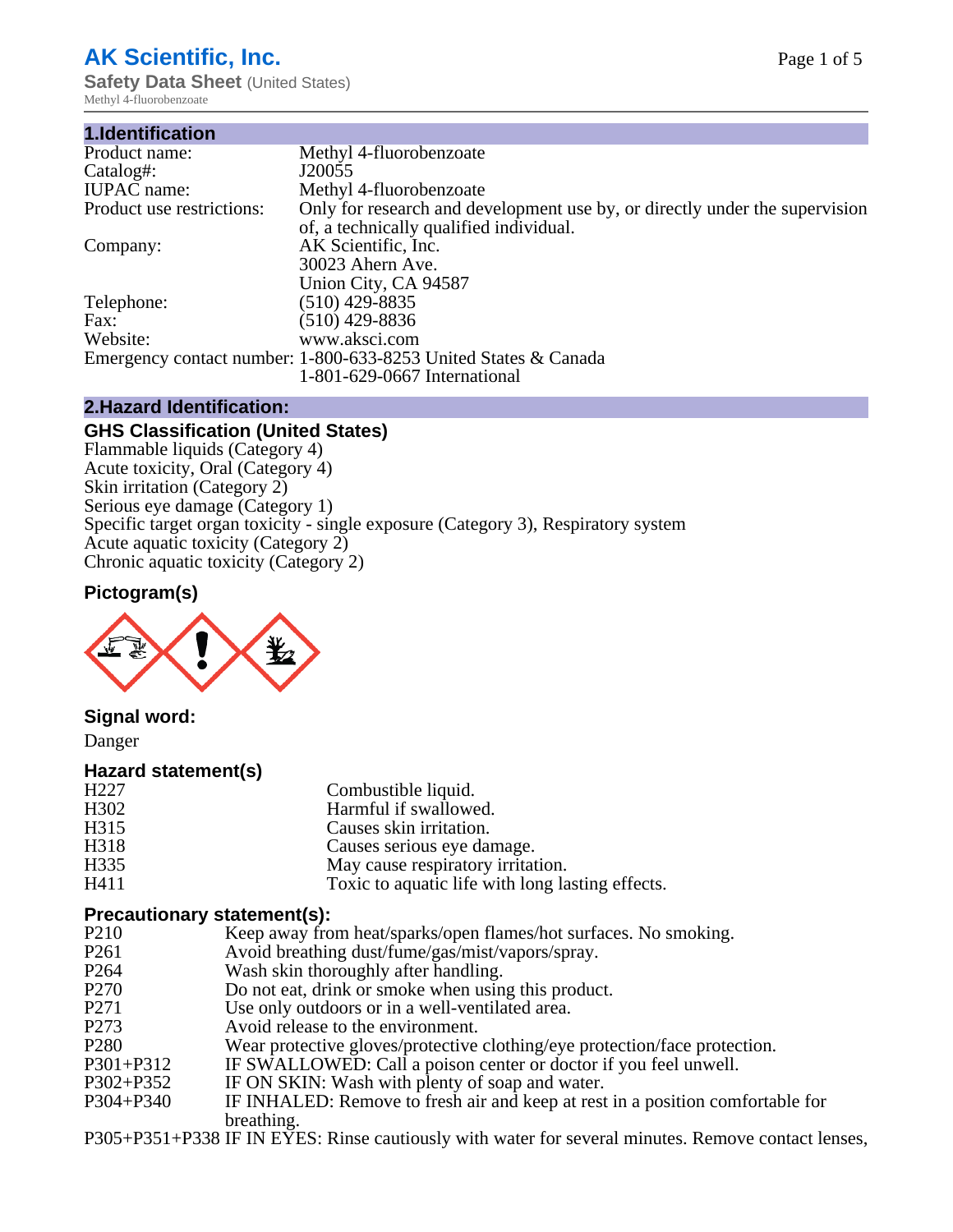# AK Scientific, Inc.

**Safety Data Sheet** (United States)
Methyl 4-fluorobenzoate

## 1.Identification

| | |
|---|---|
| Product name: | Methyl 4-fluorobenzoate |
| Catalog#: | J20055 |
| IUPAC name: | Methyl 4-fluorobenzoate |
| Product use restrictions: | Only for research and development use by, or directly under the supervision of, a technically qualified individual. |
| Company: | AK Scientific, Inc.<br>30023 Ahern Ave.<br>Union City, CA 94587 |
| Telephone: | (510) 429-8835 |
| Fax: | (510) 429-8836 |
| Website: | www.aksci.com |
| Emergency contact number: | 1-800-633-8253 United States & Canada<br>1-801-629-0667 International |

## 2.Hazard Identification:

### GHS Classification (United States)

Flammable liquids (Category 4)
Acute toxicity, Oral (Category 4)
Skin irritation (Category 2)
Serious eye damage (Category 1)
Specific target organ toxicity - single exposure (Category 3), Respiratory system
Acute aquatic toxicity (Category 2)
Chronic aquatic toxicity (Category 2)

### Pictogram(s)

### Signal word:

Danger

### Hazard statement(s)

| | |
|---|---|
| H227 | Combustible liquid. |
| H302 | Harmful if swallowed. |
| H315 | Causes skin irritation. |
| H318 | Causes serious eye damage. |
| H335 | May cause respiratory irritation. |
| H411 | Toxic to aquatic life with long lasting effects. |

### Precautionary statement(s):

| | |
|---|---|
| P210 | Keep away from heat/sparks/open flames/hot surfaces. No smoking. |
| P261 | Avoid breathing dust/fume/gas/mist/vapors/spray. |
| P264 | Wash skin thoroughly after handling. |
| P270 | Do not eat, drink or smoke when using this product. |
| P271 | Use only outdoors or in a well-ventilated area. |
| P273 | Avoid release to the environment. |
| P280 | Wear protective gloves/protective clothing/eye protection/face protection. |
| P301+P312 | IF SWALLOWED: Call a poison center or doctor if you feel unwell. |
| P302+P352 | IF ON SKIN: Wash with plenty of soap and water. |
| P304+P340 | IF INHALED: Remove to fresh air and keep at rest in a position comfortable for breathing. |
| P305+P351+P338 | IF IN EYES: Rinse cautiously with water for several minutes. Remove contact lenses, |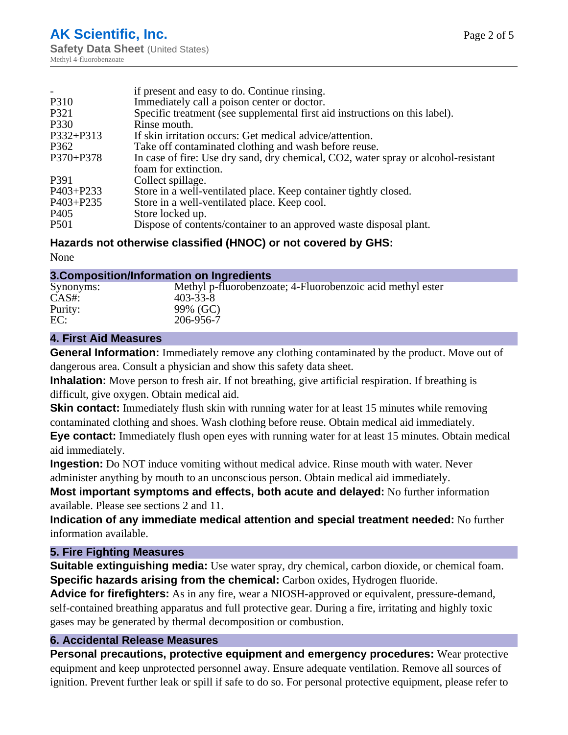| | |
|---|---|
| - | if present and easy to do. Continue rinsing. |
| P310 | Immediately call a poison center or doctor. |
| P321 | Specific treatment (see supplemental first aid instructions on this label). |
| P330 | Rinse mouth. |
| P332+P313 | If skin irritation occurs: Get medical advice/attention. |
| P362 | Take off contaminated clothing and wash before reuse. |
| P370+P378 | In case of fire: Use dry sand, dry chemical, CO2, water spray or alcohol-resistant foam for extinction. |
| P391 | Collect spillage. |
| P403+P233 | Store in a well-ventilated place. Keep container tightly closed. |
| P403+P235 | Store in a well-ventilated place. Keep cool. |
| P405 | Store locked up. |
| P501 | Dispose of contents/container to an approved waste disposal plant. |

### Hazards not otherwise classified (HNOC) or not covered by GHS:

None

## 3.Composition/Information on Ingredients

| | |
|---|---|
| Synonyms: | Methyl p-fluorobenzoate; 4-Fluorobenzoic acid methyl ester |
| CAS#: | 403-33-8 |
| Purity: | 99% (GC) |
| EC: | 206-956-7 |

## 4. First Aid Measures

**General Information:** Immediately remove any clothing contaminated by the product. Move out of dangerous area. Consult a physician and show this safety data sheet.

**Inhalation:** Move person to fresh air. If not breathing, give artificial respiration. If breathing is difficult, give oxygen. Obtain medical aid.

**Skin contact:** Immediately flush skin with running water for at least 15 minutes while removing contaminated clothing and shoes. Wash clothing before reuse. Obtain medical aid immediately.

**Eye contact:** Immediately flush open eyes with running water for at least 15 minutes. Obtain medical aid immediately.

**Ingestion:** Do NOT induce vomiting without medical advice. Rinse mouth with water. Never administer anything by mouth to an unconscious person. Obtain medical aid immediately.

**Most important symptoms and effects, both acute and delayed:** No further information available. Please see sections 2 and 11.

**Indication of any immediate medical attention and special treatment needed:** No further information available.

## 5. Fire Fighting Measures

**Suitable extinguishing media:** Use water spray, dry chemical, carbon dioxide, or chemical foam.

**Specific hazards arising from the chemical:** Carbon oxides, Hydrogen fluoride.

**Advice for firefighters:** As in any fire, wear a NIOSH-approved or equivalent, pressure-demand, self-contained breathing apparatus and full protective gear. During a fire, irritating and highly toxic gases may be generated by thermal decomposition or combustion.

## 6. Accidental Release Measures

**Personal precautions, protective equipment and emergency procedures:** Wear protective equipment and keep unprotected personnel away. Ensure adequate ventilation. Remove all sources of ignition. Prevent further leak or spill if safe to do so. For personal protective equipment, please refer to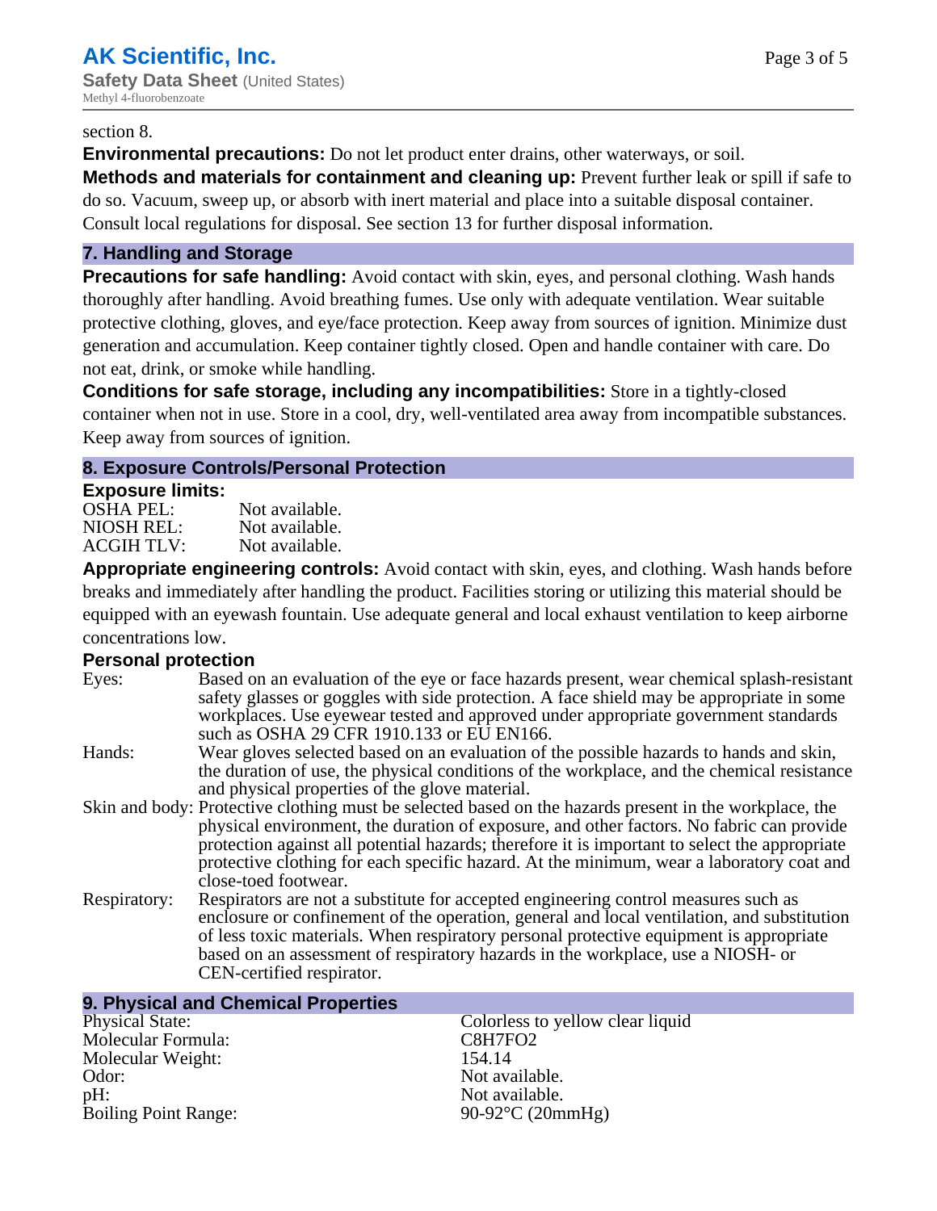section 8.

**Environmental precautions:** Do not let product enter drains, other waterways, or soil.

**Methods and materials for containment and cleaning up:** Prevent further leak or spill if safe to do so. Vacuum, sweep up, or absorb with inert material and place into a suitable disposal container. Consult local regulations for disposal. See section 13 for further disposal information.

## 7. Handling and Storage

**Precautions for safe handling:** Avoid contact with skin, eyes, and personal clothing. Wash hands thoroughly after handling. Avoid breathing fumes. Use only with adequate ventilation. Wear suitable protective clothing, gloves, and eye/face protection. Keep away from sources of ignition. Minimize dust generation and accumulation. Keep container tightly closed. Open and handle container with care. Do not eat, drink, or smoke while handling.

**Conditions for safe storage, including any incompatibilities:** Store in a tightly-closed container when not in use. Store in a cool, dry, well-ventilated area away from incompatible substances. Keep away from sources of ignition.

## 8. Exposure Controls/Personal Protection

**Exposure limits:**

| | |
|---|---|
| OSHA PEL: | Not available. |
| NIOSH REL: | Not available. |
| ACGIH TLV: | Not available. |

**Appropriate engineering controls:** Avoid contact with skin, eyes, and clothing. Wash hands before breaks and immediately after handling the product. Facilities storing or utilizing this material should be equipped with an eyewash fountain. Use adequate general and local exhaust ventilation to keep airborne concentrations low.

**Personal protection**

| | |
|---|---|
| Eyes: | Based on an evaluation of the eye or face hazards present, wear chemical splash-resistant safety glasses or goggles with side protection. A face shield may be appropriate in some workplaces. Use eyewear tested and approved under appropriate government standards such as OSHA 29 CFR 1910.133 or EU EN166. |
| Hands: | Wear gloves selected based on an evaluation of the possible hazards to hands and skin, the duration of use, the physical conditions of the workplace, and the chemical resistance and physical properties of the glove material. |
| Skin and body: | Protective clothing must be selected based on the hazards present in the workplace, the physical environment, the duration of exposure, and other factors. No fabric can provide protection against all potential hazards; therefore it is important to select the appropriate protective clothing for each specific hazard. At the minimum, wear a laboratory coat and close-toed footwear. |
| Respiratory: | Respirators are not a substitute for accepted engineering control measures such as enclosure or confinement of the operation, general and local ventilation, and substitution of less toxic materials. When respiratory personal protective equipment is appropriate based on an assessment of respiratory hazards in the workplace, use a NIOSH- or CEN-certified respirator. |

## 9. Physical and Chemical Properties

| | |
|---|---|
| Physical State: | Colorless to yellow clear liquid |
| Molecular Formula: | $C_8H_7FO_2$ |
| Molecular Weight: | 154.14 |
| Odor: | Not available. |
| pH: | Not available. |
| Boiling Point Range: | 90-92°C (20mmHg) |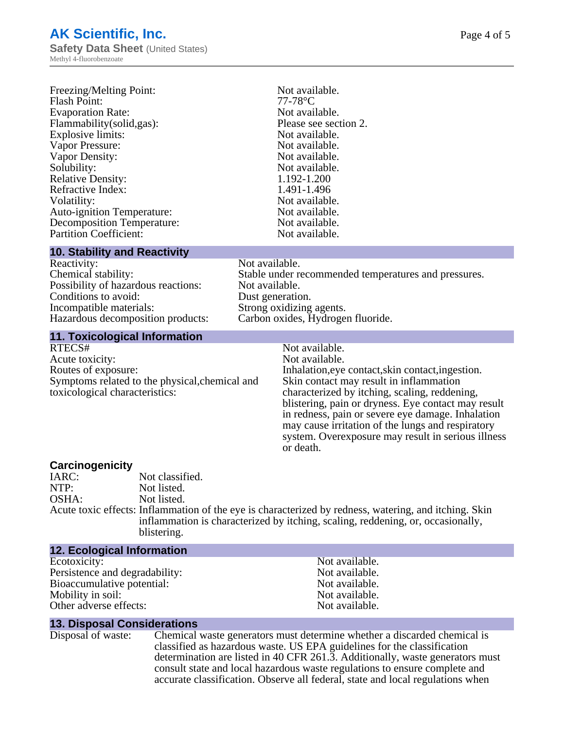| | |
|---|---|
| Freezing/Melting Point: | Not available. |
| Flash Point: | 77-78°C |
| Evaporation Rate: | Not available. |
| Flammability(solid,gas): | Please see section 2. |
| Explosive limits: | Not available. |
| Vapor Pressure: | Not available. |
| Vapor Density: | Not available. |
| Solubility: | Not available. |
| Relative Density: | 1.192-1.200 |
| Refractive Index: | 1.491-1.496 |
| Volatility: | Not available. |
| Auto-ignition Temperature: | Not available. |
| Decomposition Temperature: | Not available. |
| Partition Coefficient: | Not available. |

## 10. Stability and Reactivity

| | |
|---|---|
| Reactivity: | Not available. |
| Chemical stability: | Stable under recommended temperatures and pressures. |
| Possibility of hazardous reactions: | Not available. |
| Conditions to avoid: | Dust generation. |
| Incompatible materials: | Strong oxidizing agents. |
| Hazardous decomposition products: | Carbon oxides, Hydrogen fluoride. |

## 11. Toxicological Information

| | |
|---|---|
| RTECS# | Not available. |
| Acute toxicity: | Not available. |
| Routes of exposure: | Inhalation,eye contact,skin contact,ingestion. |
| Symptoms related to the physical,chemical and toxicological characteristics: | Skin contact may result in inflammation characterized by itching, scaling, reddening, blistering, pain or dryness. Eye contact may result in redness, pain or severe eye damage. Inhalation may cause irritation of the lungs and respiratory system. Overexposure may result in serious illness or death. |

### Carcinogenicity

| | |
|---|---|
| IARC: | Not classified. |
| NTP: | Not listed. |
| OSHA: | Not listed. |
| Acute toxic effects: | Inflammation of the eye is characterized by redness, watering, and itching. Skin inflammation is characterized by itching, scaling, reddening, or, occasionally, blistering. |

## 12. Ecological Information

| | |
|---|---|
| Ecotoxicity: | Not available. |
| Persistence and degradability: | Not available. |
| Bioaccumulative potential: | Not available. |
| Mobility in soil: | Not available. |
| Other adverse effects: | Not available. |

## 13. Disposal Considerations

| | |
|---|---|
| Disposal of waste: | Chemical waste generators must determine whether a discarded chemical is classified as hazardous waste. US EPA guidelines for the classification determination are listed in 40 CFR 261.3. Additionally, waste generators must consult state and local hazardous waste regulations to ensure complete and accurate classification. Observe all federal, state and local regulations when |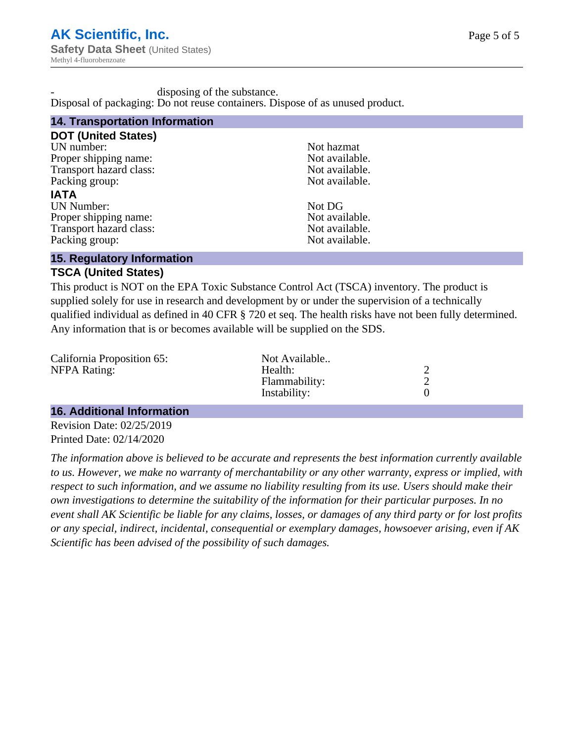- disposing of the substance.

Disposal of packaging: Do not reuse containers. Dispose of as unused product.

## 14. Transportation Information

### DOT (United States)

| | |
|---|---|
| UN number: | Not hazmat |
| Proper shipping name: | Not available. |
| Transport hazard class: | Not available. |
| Packing group: | Not available. |

### IATA

| | |
|---|---|
| UN Number: | Not DG |
| Proper shipping name: | Not available. |
| Transport hazard class: | Not available. |
| Packing group: | Not available. |

## 15. Regulatory Information

### TSCA (United States)

This product is NOT on the EPA Toxic Substance Control Act (TSCA) inventory. The product is supplied solely for use in research and development by or under the supervision of a technically qualified individual as defined in 40 CFR § 720 et seq. The health risks have not been fully determined. Any information that is or becomes available will be supplied on the SDS.

| | | |
|---|---|---|
| California Proposition 65: | Not Available.. | |
| NFPA Rating: | Health: | 2 |
| | Flammability: | 2 |
| | Instability: | 0 |

## 16. Additional Information

Revision Date: 02/25/2019

Printed Date: 02/14/2020

*The information above is believed to be accurate and represents the best information currently available to us. However, we make no warranty of merchantability or any other warranty, express or implied, with respect to such information, and we assume no liability resulting from its use. Users should make their own investigations to determine the suitability of the information for their particular purposes. In no event shall AK Scientific be liable for any claims, losses, or damages of any third party or for lost profits or any special, indirect, incidental, consequential or exemplary damages, howsoever arising, even if AK Scientific has been advised of the possibility of such damages.*